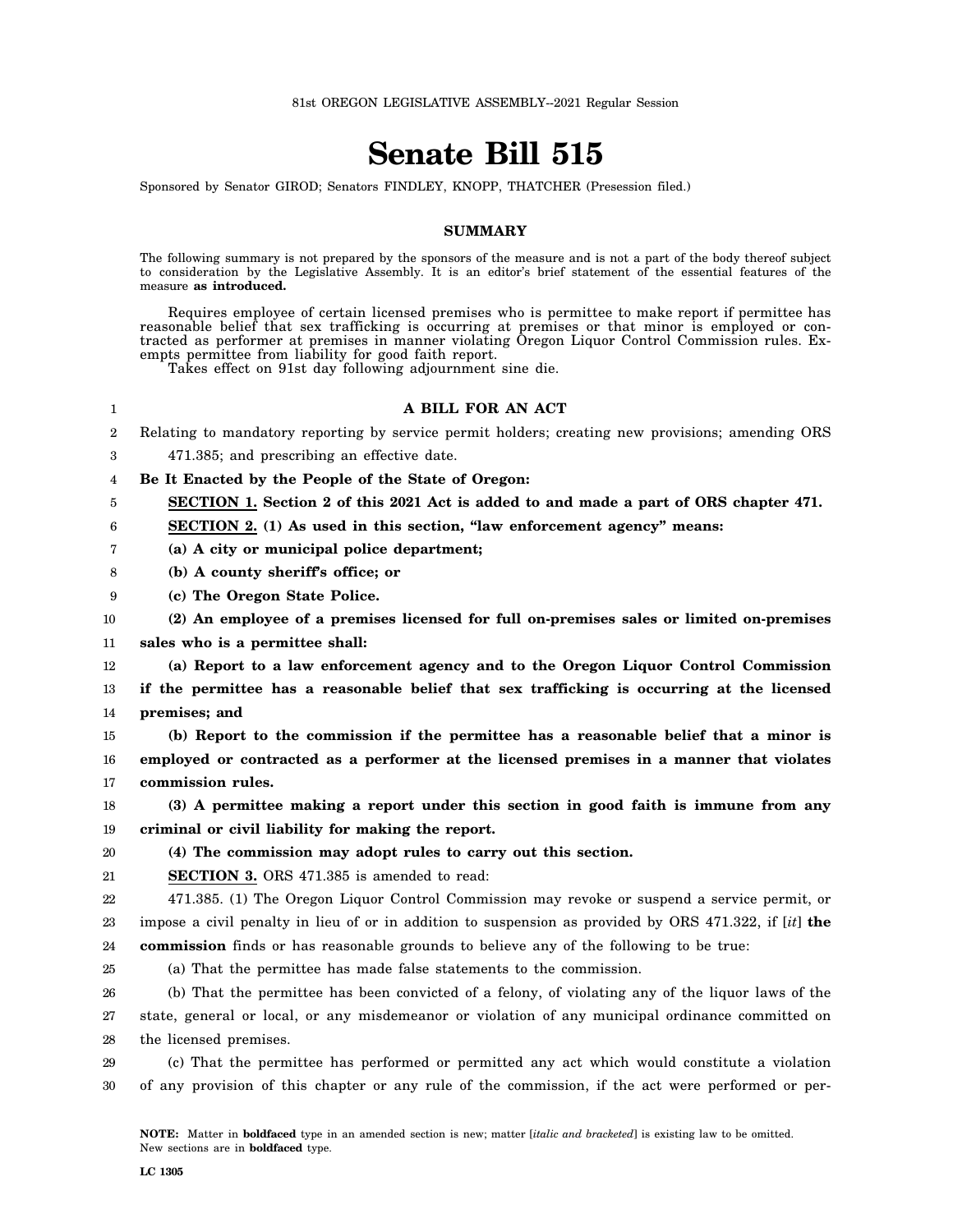81st OREGON LEGISLATIVE ASSEMBLY--2021 Regular Session

# Senate Bill 515

Sponsored by Senator GIROD; Senators FINDLEY, KNOPP, THATCHER (Presession filed.)

## SUMMARY

The following summary is not prepared by the sponsors of the measure and is not a part of the body thereof subject to consideration by the Legislative Assembly. It is an editor's brief statement of the essential features of the measure **as introduced.**

Requires employee of certain licensed premises who is permittee to make report if permittee has reasonable belief that sex trafficking is occurring at premises or that minor is employed or contracted as performer at premises in manner violating Oregon Liquor Control Commission rules. Exempts permittee from liability for good faith report.

Takes effect on 91st day following adjournment sine die.

**A BILL FOR AN ACT**

Relating to mandatory reporting by service permit holders; creating new provisions; amending ORS 471.385; and prescribing an effective date.

**Be It Enacted by the People of the State of Oregon:**

**SECTION 1. Section 2 of this 2021 Act is added to and made a part of ORS chapter 471.**

**SECTION 2. (1) As used in this section, "law enforcement agency" means:**

**(a) A city or municipal police department;**

**(b) A county sheriff's office; or**

**(c) The Oregon State Police.**

**(2) An employee of a premises licensed for full on-premises sales or limited on-premises sales who is a permittee shall:**

**(a) Report to a law enforcement agency and to the Oregon Liquor Control Commission if the permittee has a reasonable belief that sex trafficking is occurring at the licensed premises; and**

**(b) Report to the commission if the permittee has a reasonable belief that a minor is employed or contracted as a performer at the licensed premises in a manner that violates commission rules.**

**(3) A permittee making a report under this section in good faith is immune from any criminal or civil liability for making the report.**

**(4) The commission may adopt rules to carry out this section.**

**SECTION 3.** ORS 471.385 is amended to read:

471.385. (1) The Oregon Liquor Control Commission may revoke or suspend a service permit, or impose a civil penalty in lieu of or in addition to suspension as provided by ORS 471.322, if [*it*] **the commission** finds or has reasonable grounds to believe any of the following to be true:

(a) That the permittee has made false statements to the commission.

(b) That the permittee has been convicted of a felony, of violating any of the liquor laws of the state, general or local, or any misdemeanor or violation of any municipal ordinance committed on the licensed premises.

(c) That the permittee has performed or permitted any act which would constitute a violation of any provision of this chapter or any rule of the commission, if the act were performed or per-

**NOTE:** Matter in **boldfaced** type in an amended section is new; matter [*italic and bracketed*] is existing law to be omitted. New sections are in **boldfaced** type.

LC 1305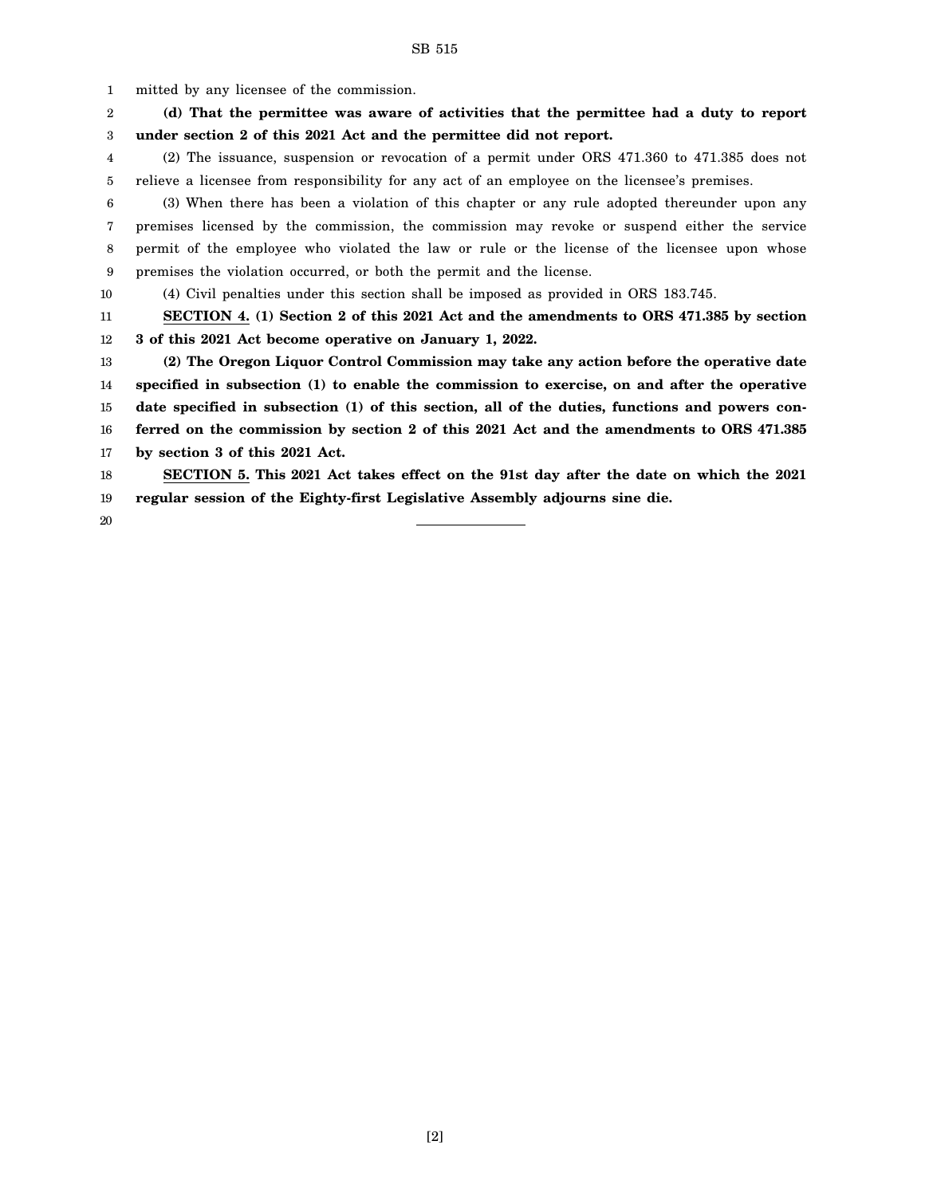mitted by any licensee of the commission.

**(d) That the permittee was aware of activities that the permittee had a duty to report under section 2 of this 2021 Act and the permittee did not report.**

(2) The issuance, suspension or revocation of a permit under ORS 471.360 to 471.385 does not relieve a licensee from responsibility for any act of an employee on the licensee's premises.

(3) When there has been a violation of this chapter or any rule adopted thereunder upon any premises licensed by the commission, the commission may revoke or suspend either the service permit of the employee who violated the law or rule or the license of the licensee upon whose premises the violation occurred, or both the permit and the license.

(4) Civil penalties under this section shall be imposed as provided in ORS 183.745.

**SECTION 4. (1) Section 2 of this 2021 Act and the amendments to ORS 471.385 by section 3 of this 2021 Act become operative on January 1, 2022.**

**(2) The Oregon Liquor Control Commission may take any action before the operative date specified in subsection (1) to enable the commission to exercise, on and after the operative date specified in subsection (1) of this section, all of the duties, functions and powers conferred on the commission by section 2 of this 2021 Act and the amendments to ORS 471.385 by section 3 of this 2021 Act.**

**SECTION 5. This 2021 Act takes effect on the 91st day after the date on which the 2021 regular session of the Eighty-first Legislative Assembly adjourns sine die.**